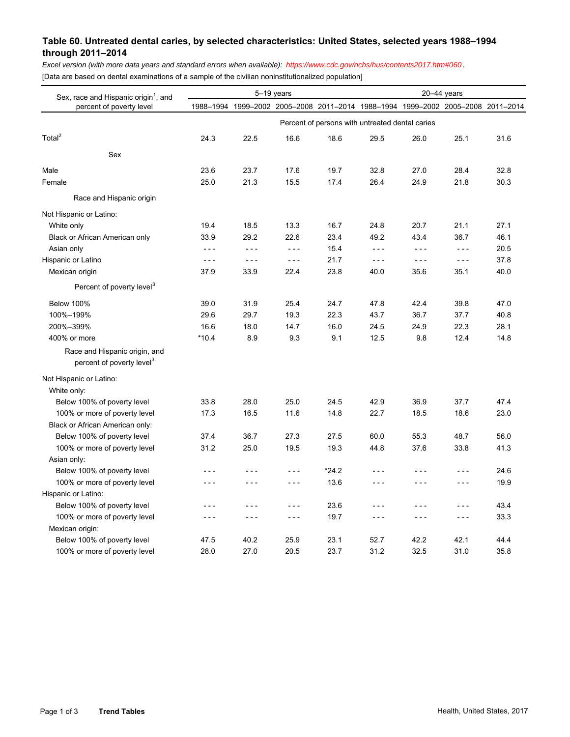# Table 60. Untreated dental caries, by selected characteristics: United States, selected years 1988–1994 through 2011–2014

*Excel version (with more data years and standard errors when available): https://www.cdc.gov/nchs/hus/contents2017.htm#060 .*

[Data are based on dental examinations of a sample of the civilian noninstitutionalized population]

| Sex, race and Hispanic origin[1], and percent of poverty level | 5–19 years | | | | 20–44 years | | | |
|---|---|---|---|---|---|---|---|---|
| | 1988–1994 | 1999–2002 | 2005–2008 | 2011–2014 | 1988–1994 | 1999–2002 | 2005–2008 | 2011–2014 |
| | Percent of persons with untreated dental caries | | | | | | | |
| Total[2] | 24.3 | 22.5 | 16.6 | 18.6 | 29.5 | 26.0 | 25.1 | 31.6 |
| **Sex** | | | | | | | | |
| Male | 23.6 | 23.7 | 17.6 | 19.7 | 32.8 | 27.0 | 28.4 | 32.8 |
| Female | 25.0 | 21.3 | 15.5 | 17.4 | 26.4 | 24.9 | 21.8 | 30.3 |
| **Race and Hispanic origin** | | | | | | | | |
| Not Hispanic or Latino: | | | | | | | | |
| White only | 19.4 | 18.5 | 13.3 | 16.7 | 24.8 | 20.7 | 21.1 | 27.1 |
| Black or African American only | 33.9 | 29.2 | 22.6 | 23.4 | 49.2 | 43.4 | 36.7 | 46.1 |
| Asian only | - - - | - - - | - - - | 15.4 | - - - | - - - | - - - | 20.5 |
| Hispanic or Latino | - - - | - - - | - - - | 21.7 | - - - | - - - | - - - | 37.8 |
| Mexican origin | 37.9 | 33.9 | 22.4 | 23.8 | 40.0 | 35.6 | 35.1 | 40.0 |
| **Percent of poverty level[3]** | | | | | | | | |
| Below 100% | 39.0 | 31.9 | 25.4 | 24.7 | 47.8 | 42.4 | 39.8 | 47.0 |
| 100%–199% | 29.6 | 29.7 | 19.3 | 22.3 | 43.7 | 36.7 | 37.7 | 40.8 |
| 200%–399% | 16.6 | 18.0 | 14.7 | 16.0 | 24.5 | 24.9 | 22.3 | 28.1 |
| 400% or more | *10.4 | 8.9 | 9.3 | 9.1 | 12.5 | 9.8 | 12.4 | 14.8 |
| **Race and Hispanic origin, and percent of poverty level[3]** | | | | | | | | |
| Not Hispanic or Latino: | | | | | | | | |
| White only: | | | | | | | | |
| Below 100% of poverty level | 33.8 | 28.0 | 25.0 | 24.5 | 42.9 | 36.9 | 37.7 | 47.4 |
| 100% or more of poverty level | 17.3 | 16.5 | 11.6 | 14.8 | 22.7 | 18.5 | 18.6 | 23.0 |
| Black or African American only: | | | | | | | | |
| Below 100% of poverty level | 37.4 | 36.7 | 27.3 | 27.5 | 60.0 | 55.3 | 48.7 | 56.0 |
| 100% or more of poverty level | 31.2 | 25.0 | 19.5 | 19.3 | 44.8 | 37.6 | 33.8 | 41.3 |
| Asian only: | | | | | | | | |
| Below 100% of poverty level | - - - | - - - | - - - | *24.2 | - - - | - - - | - - - | 24.6 |
| 100% or more of poverty level | - - - | - - - | - - - | 13.6 | - - - | - - - | - - - | 19.9 |
| Hispanic or Latino: | | | | | | | | |
| Below 100% of poverty level | - - - | - - - | - - - | 23.6 | - - - | - - - | - - - | 43.4 |
| 100% or more of poverty level | - - - | - - - | - - - | 19.7 | - - - | - - - | - - - | 33.3 |
| Mexican origin: | | | | | | | | |
| Below 100% of poverty level | 47.5 | 40.2 | 25.9 | 23.1 | 52.7 | 42.2 | 42.1 | 44.4 |
| 100% or more of poverty level | 28.0 | 27.0 | 20.5 | 23.7 | 31.2 | 32.5 | 31.0 | 35.8 |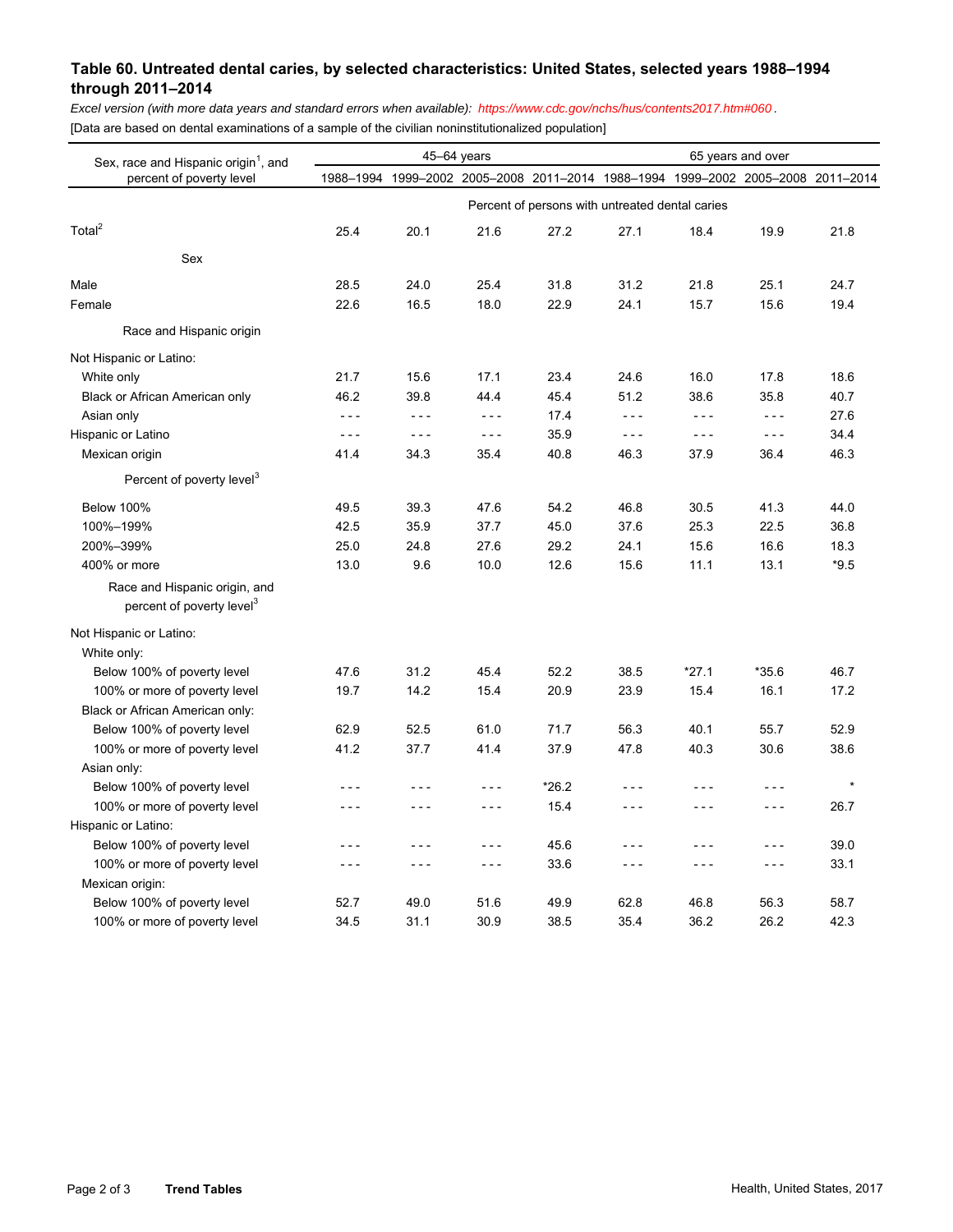## Table 60. Untreated dental caries, by selected characteristics: United States, selected years 1988–1994 through 2011–2014

*Excel version (with more data years and standard errors when available): https://www.cdc.gov/nchs/hus/contents2017.htm#060 .*

[Data are based on dental examinations of a sample of the civilian noninstitutionalized population]

| Sex, race and Hispanic origin[1], and percent of poverty level | 45–64 years | | | | 65 years and over | | | |
|---|---|---|---|---|---|---|---|---|
| | 1988–1994 | 1999–2002 | 2005–2008 | 2011–2014 | 1988–1994 | 1999–2002 | 2005–2008 | 2011–2014 |
| | Percent of persons with untreated dental caries | | | | | | | |
| Total[2] | 25.4 | 20.1 | 21.6 | 27.2 | 27.1 | 18.4 | 19.9 | 21.8 |
| **Sex** | | | | | | | | |
| Male | 28.5 | 24.0 | 25.4 | 31.8 | 31.2 | 21.8 | 25.1 | 24.7 |
| Female | 22.6 | 16.5 | 18.0 | 22.9 | 24.1 | 15.7 | 15.6 | 19.4 |
| **Race and Hispanic origin** | | | | | | | | |
| Not Hispanic or Latino: | | | | | | | | |
| White only | 21.7 | 15.6 | 17.1 | 23.4 | 24.6 | 16.0 | 17.8 | 18.6 |
| Black or African American only | 46.2 | 39.8 | 44.4 | 45.4 | 51.2 | 38.6 | 35.8 | 40.7 |
| Asian only | - - - | - - - | - - - | 17.4 | - - - | - - - | - - - | 27.6 |
| Hispanic or Latino | - - - | - - - | - - - | 35.9 | - - - | - - - | - - - | 34.4 |
| Mexican origin | 41.4 | 34.3 | 35.4 | 40.8 | 46.3 | 37.9 | 36.4 | 46.3 |
| **Percent of poverty level[3]** | | | | | | | | |
| Below 100% | 49.5 | 39.3 | 47.6 | 54.2 | 46.8 | 30.5 | 41.3 | 44.0 |
| 100%–199% | 42.5 | 35.9 | 37.7 | 45.0 | 37.6 | 25.3 | 22.5 | 36.8 |
| 200%–399% | 25.0 | 24.8 | 27.6 | 29.2 | 24.1 | 15.6 | 16.6 | 18.3 |
| 400% or more | 13.0 | 9.6 | 10.0 | 12.6 | 15.6 | 11.1 | 13.1 | *9.5 |
| **Race and Hispanic origin, and percent of poverty level[3]** | | | | | | | | |
| Not Hispanic or Latino: | | | | | | | | |
| White only: | | | | | | | | |
| Below 100% of poverty level | 47.6 | 31.2 | 45.4 | 52.2 | 38.5 | *27.1 | *35.6 | 46.7 |
| 100% or more of poverty level | 19.7 | 14.2 | 15.4 | 20.9 | 23.9 | 15.4 | 16.1 | 17.2 |
| Black or African American only: | | | | | | | | |
| Below 100% of poverty level | 62.9 | 52.5 | 61.0 | 71.7 | 56.3 | 40.1 | 55.7 | 52.9 |
| 100% or more of poverty level | 41.2 | 37.7 | 41.4 | 37.9 | 47.8 | 40.3 | 30.6 | 38.6 |
| Asian only: | | | | | | | | |
| Below 100% of poverty level | - - - | - - - | - - - | *26.2 | - - - | - - - | - - - | * |
| 100% or more of poverty level | - - - | - - - | - - - | 15.4 | - - - | - - - | - - - | 26.7 |
| Hispanic or Latino: | | | | | | | | |
| Below 100% of poverty level | - - - | - - - | - - - | 45.6 | - - - | - - - | - - - | 39.0 |
| 100% or more of poverty level | - - - | - - - | - - - | 33.6 | - - - | - - - | - - - | 33.1 |
| Mexican origin: | | | | | | | | |
| Below 100% of poverty level | 52.7 | 49.0 | 51.6 | 49.9 | 62.8 | 46.8 | 56.3 | 58.7 |
| 100% or more of poverty level | 34.5 | 31.1 | 30.9 | 38.5 | 35.4 | 36.2 | 26.2 | 42.3 |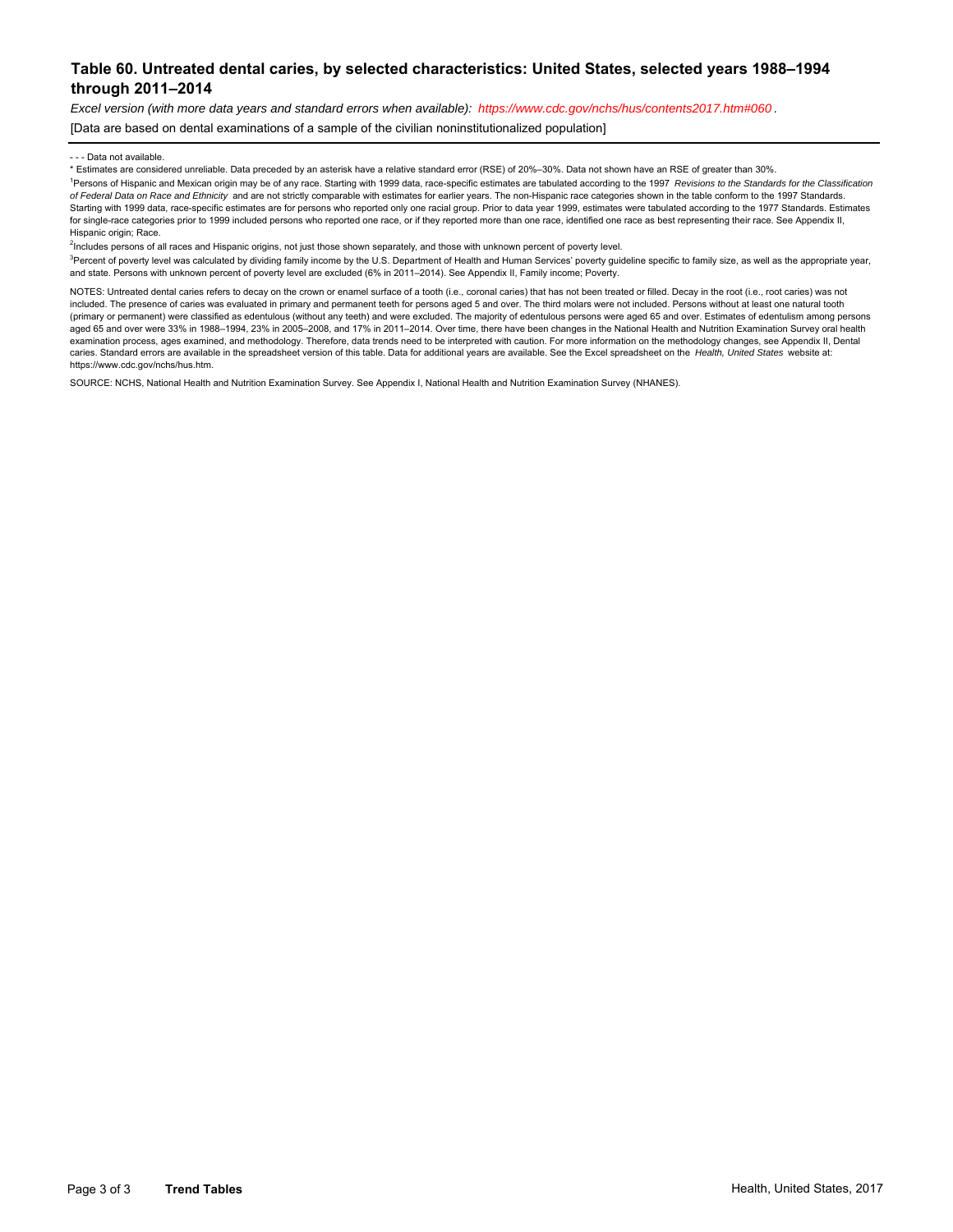## Table 60. Untreated dental caries, by selected characteristics: United States, selected years 1988–1994 through 2011–2014

*Excel version (with more data years and standard errors when available):* *https://www.cdc.gov/nchs/hus/contents2017.htm#060* .

[Data are based on dental examinations of a sample of the civilian noninstitutionalized population]

- - - Data not available.

* Estimates are considered unreliable. Data preceded by an asterisk have a relative standard error (RSE) of 20%–30%. Data not shown have an RSE of greater than 30%.

[1]Persons of Hispanic and Mexican origin may be of any race. Starting with 1999 data, race-specific estimates are tabulated according to the 1997 *Revisions to the Standards for the Classification of Federal Data on Race and Ethnicity* and are not strictly comparable with estimates for earlier years. The non-Hispanic race categories shown in the table conform to the 1997 Standards. Starting with 1999 data, race-specific estimates are for persons who reported only one racial group. Prior to data year 1999, estimates were tabulated according to the 1977 Standards. Estimates for single-race categories prior to 1999 included persons who reported one race, or if they reported more than one race, identified one race as best representing their race. See Appendix II, Hispanic origin; Race.

[2]Includes persons of all races and Hispanic origins, not just those shown separately, and those with unknown percent of poverty level.

[3]Percent of poverty level was calculated by dividing family income by the U.S. Department of Health and Human Services' poverty guideline specific to family size, as well as the appropriate year, and state. Persons with unknown percent of poverty level are excluded (6% in 2011–2014). See Appendix II, Family income; Poverty.

NOTES: Untreated dental caries refers to decay on the crown or enamel surface of a tooth (i.e., coronal caries) that has not been treated or filled. Decay in the root (i.e., root caries) was not included. The presence of caries was evaluated in primary and permanent teeth for persons aged 5 and over. The third molars were not included. Persons without at least one natural tooth (primary or permanent) were classified as edentulous (without any teeth) and were excluded. The majority of edentulous persons were aged 65 and over. Estimates of edentulism among persons aged 65 and over were 33% in 1988–1994, 23% in 2005–2008, and 17% in 2011–2014. Over time, there have been changes in the National Health and Nutrition Examination Survey oral health examination process, ages examined, and methodology. Therefore, data trends need to be interpreted with caution. For more information on the methodology changes, see Appendix II, Dental caries. Standard errors are available in the spreadsheet version of this table. Data for additional years are available. See the Excel spreadsheet on the *Health, United States* website at: https://www.cdc.gov/nchs/hus.htm.

SOURCE: NCHS, National Health and Nutrition Examination Survey. See Appendix I, National Health and Nutrition Examination Survey (NHANES).